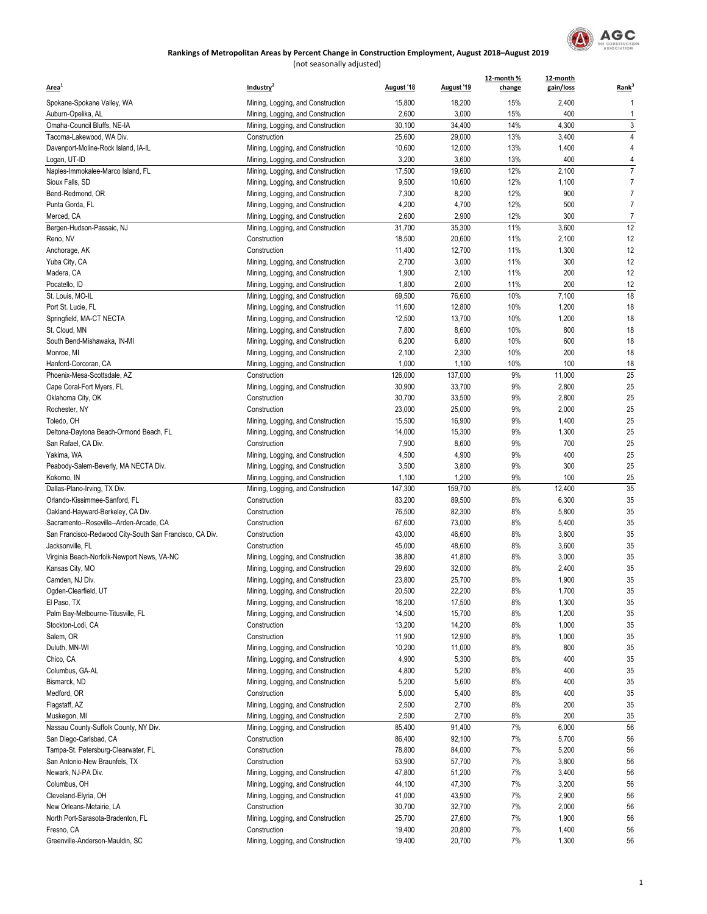# Rankings of Metropolitan Areas by Percent Change in Construction Employment, August 2018–August 2019

(not seasonally adjusted)

| Area[1] | Industry[2] | August '18 | August '19 | 12-month % change | 12-month gain/loss | Rank[3] |
|---|---|---|---|---|---|---|
| Spokane-Spokane Valley, WA | Mining, Logging, and Construction | 15,800 | 18,200 | 15% | 2,400 | 1 |
| Auburn-Opelika, AL | Mining, Logging, and Construction | 2,600 | 3,000 | 15% | 400 | 1 |
| Omaha-Council Bluffs, NE-IA | Mining, Logging, and Construction | 30,100 | 34,400 | 14% | 4,300 | 3 |
| Tacoma-Lakewood, WA Div. | Construction | 25,600 | 29,000 | 13% | 3,400 | 4 |
| Davenport-Moline-Rock Island, IA-IL | Mining, Logging, and Construction | 10,600 | 12,000 | 13% | 1,400 | 4 |
| Logan, UT-ID | Mining, Logging, and Construction | 3,200 | 3,600 | 13% | 400 | 4 |
| Naples-Immokalee-Marco Island, FL | Mining, Logging, and Construction | 17,500 | 19,600 | 12% | 2,100 | 7 |
| Sioux Falls, SD | Mining, Logging, and Construction | 9,500 | 10,600 | 12% | 1,100 | 7 |
| Bend-Redmond, OR | Mining, Logging, and Construction | 7,300 | 8,200 | 12% | 900 | 7 |
| Punta Gorda, FL | Mining, Logging, and Construction | 4,200 | 4,700 | 12% | 500 | 7 |
| Merced, CA | Mining, Logging, and Construction | 2,600 | 2,900 | 12% | 300 | 7 |
| Bergen-Hudson-Passaic, NJ | Mining, Logging, and Construction | 31,700 | 35,300 | 11% | 3,600 | 12 |
| Reno, NV | Construction | 18,500 | 20,600 | 11% | 2,100 | 12 |
| Anchorage, AK | Construction | 11,400 | 12,700 | 11% | 1,300 | 12 |
| Yuba City, CA | Mining, Logging, and Construction | 2,700 | 3,000 | 11% | 300 | 12 |
| Madera, CA | Mining, Logging, and Construction | 1,900 | 2,100 | 11% | 200 | 12 |
| Pocatello, ID | Mining, Logging, and Construction | 1,800 | 2,000 | 11% | 200 | 12 |
| St. Louis, MO-IL | Mining, Logging, and Construction | 69,500 | 76,600 | 10% | 7,100 | 18 |
| Port St. Lucie, FL | Mining, Logging, and Construction | 11,600 | 12,800 | 10% | 1,200 | 18 |
| Springfield, MA-CT NECTA | Mining, Logging, and Construction | 12,500 | 13,700 | 10% | 1,200 | 18 |
| St. Cloud, MN | Mining, Logging, and Construction | 7,800 | 8,600 | 10% | 800 | 18 |
| South Bend-Mishawaka, IN-MI | Mining, Logging, and Construction | 6,200 | 6,800 | 10% | 600 | 18 |
| Monroe, MI | Mining, Logging, and Construction | 2,100 | 2,300 | 10% | 200 | 18 |
| Hanford-Corcoran, CA | Mining, Logging, and Construction | 1,000 | 1,100 | 10% | 100 | 18 |
| Phoenix-Mesa-Scottsdale, AZ | Construction | 126,000 | 137,000 | 9% | 11,000 | 25 |
| Cape Coral-Fort Myers, FL | Mining, Logging, and Construction | 30,900 | 33,700 | 9% | 2,800 | 25 |
| Oklahoma City, OK | Construction | 30,700 | 33,500 | 9% | 2,800 | 25 |
| Rochester, NY | Construction | 23,000 | 25,000 | 9% | 2,000 | 25 |
| Toledo, OH | Mining, Logging, and Construction | 15,500 | 16,900 | 9% | 1,400 | 25 |
| Deltona-Daytona Beach-Ormond Beach, FL | Mining, Logging, and Construction | 14,000 | 15,300 | 9% | 1,300 | 25 |
| San Rafael, CA Div. | Construction | 7,900 | 8,600 | 9% | 700 | 25 |
| Yakima, WA | Mining, Logging, and Construction | 4,500 | 4,900 | 9% | 400 | 25 |
| Peabody-Salem-Beverly, MA NECTA Div. | Mining, Logging, and Construction | 3,500 | 3,800 | 9% | 300 | 25 |
| Kokomo, IN | Mining, Logging, and Construction | 1,100 | 1,200 | 9% | 100 | 25 |
| Dallas-Plano-Irving, TX Div. | Mining, Logging, and Construction | 147,300 | 159,700 | 8% | 12,400 | 35 |
| Orlando-Kissimmee-Sanford, FL | Construction | 83,200 | 89,500 | 8% | 6,300 | 35 |
| Oakland-Hayward-Berkeley, CA Div. | Construction | 76,500 | 82,300 | 8% | 5,800 | 35 |
| Sacramento--Roseville--Arden-Arcade, CA | Construction | 67,600 | 73,000 | 8% | 5,400 | 35 |
| San Francisco-Redwood City-South San Francisco, CA Div. | Construction | 43,000 | 46,600 | 8% | 3,600 | 35 |
| Jacksonville, FL | Construction | 45,000 | 48,600 | 8% | 3,600 | 35 |
| Virginia Beach-Norfolk-Newport News, VA-NC | Mining, Logging, and Construction | 38,800 | 41,800 | 8% | 3,000 | 35 |
| Kansas City, MO | Mining, Logging, and Construction | 29,600 | 32,000 | 8% | 2,400 | 35 |
| Camden, NJ Div. | Mining, Logging, and Construction | 23,800 | 25,700 | 8% | 1,900 | 35 |
| Ogden-Clearfield, UT | Mining, Logging, and Construction | 20,500 | 22,200 | 8% | 1,700 | 35 |
| El Paso, TX | Mining, Logging, and Construction | 16,200 | 17,500 | 8% | 1,300 | 35 |
| Palm Bay-Melbourne-Titusville, FL | Mining, Logging, and Construction | 14,500 | 15,700 | 8% | 1,200 | 35 |
| Stockton-Lodi, CA | Construction | 13,200 | 14,200 | 8% | 1,000 | 35 |
| Salem, OR | Construction | 11,900 | 12,900 | 8% | 1,000 | 35 |
| Duluth, MN-WI | Mining, Logging, and Construction | 10,200 | 11,000 | 8% | 800 | 35 |
| Chico, CA | Mining, Logging, and Construction | 4,900 | 5,300 | 8% | 400 | 35 |
| Columbus, GA-AL | Mining, Logging, and Construction | 4,800 | 5,200 | 8% | 400 | 35 |
| Bismarck, ND | Mining, Logging, and Construction | 5,200 | 5,600 | 8% | 400 | 35 |
| Medford, OR | Construction | 5,000 | 5,400 | 8% | 400 | 35 |
| Flagstaff, AZ | Mining, Logging, and Construction | 2,500 | 2,700 | 8% | 200 | 35 |
| Muskegon, MI | Mining, Logging, and Construction | 2,500 | 2,700 | 8% | 200 | 35 |
| Nassau County-Suffolk County, NY Div. | Mining, Logging, and Construction | 85,400 | 91,400 | 7% | 6,000 | 56 |
| San Diego-Carlsbad, CA | Construction | 86,400 | 92,100 | 7% | 5,700 | 56 |
| Tampa-St. Petersburg-Clearwater, FL | Construction | 78,800 | 84,000 | 7% | 5,200 | 56 |
| San Antonio-New Braunfels, TX | Construction | 53,900 | 57,700 | 7% | 3,800 | 56 |
| Newark, NJ-PA Div. | Mining, Logging, and Construction | 47,800 | 51,200 | 7% | 3,400 | 56 |
| Columbus, OH | Mining, Logging, and Construction | 44,100 | 47,300 | 7% | 3,200 | 56 |
| Cleveland-Elyria, OH | Mining, Logging, and Construction | 41,000 | 43,900 | 7% | 2,900 | 56 |
| New Orleans-Metairie, LA | Construction | 30,700 | 32,700 | 7% | 2,000 | 56 |
| North Port-Sarasota-Bradenton, FL | Mining, Logging, and Construction | 25,700 | 27,600 | 7% | 1,900 | 56 |
| Fresno, CA | Construction | 19,400 | 20,800 | 7% | 1,400 | 56 |
| Greenville-Anderson-Mauldin, SC | Mining, Logging, and Construction | 19,400 | 20,700 | 7% | 1,300 | 56 |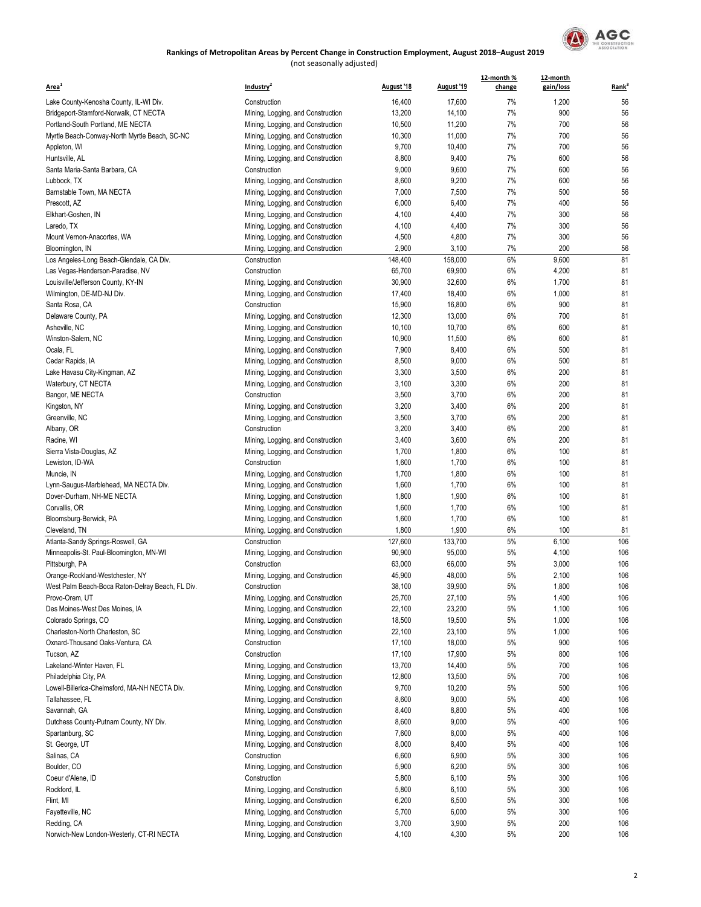**Rankings of Metropolitan Areas by Percent Change in Construction Employment, August 2018–August 2019**

(not seasonally adjusted)

| Area[1] | Industry[2] | August '18 | August '19 | 12-month % change | 12-month gain/loss | Rank[3] |
|---|---|---|---|---|---|---|
| Lake County-Kenosha County, IL-WI Div. | Construction | 16,400 | 17,600 | 7% | 1,200 | 56 |
| Bridgeport-Stamford-Norwalk, CT NECTA | Mining, Logging, and Construction | 13,200 | 14,100 | 7% | 900 | 56 |
| Portland-South Portland, ME NECTA | Mining, Logging, and Construction | 10,500 | 11,200 | 7% | 700 | 56 |
| Myrtle Beach-Conway-North Myrtle Beach, SC-NC | Mining, Logging, and Construction | 10,300 | 11,000 | 7% | 700 | 56 |
| Appleton, WI | Mining, Logging, and Construction | 9,700 | 10,400 | 7% | 700 | 56 |
| Huntsville, AL | Mining, Logging, and Construction | 8,800 | 9,400 | 7% | 600 | 56 |
| Santa Maria-Santa Barbara, CA | Construction | 9,000 | 9,600 | 7% | 600 | 56 |
| Lubbock, TX | Mining, Logging, and Construction | 8,600 | 9,200 | 7% | 600 | 56 |
| Barnstable Town, MA NECTA | Mining, Logging, and Construction | 7,000 | 7,500 | 7% | 500 | 56 |
| Prescott, AZ | Mining, Logging, and Construction | 6,000 | 6,400 | 7% | 400 | 56 |
| Elkhart-Goshen, IN | Mining, Logging, and Construction | 4,100 | 4,400 | 7% | 300 | 56 |
| Laredo, TX | Mining, Logging, and Construction | 4,100 | 4,400 | 7% | 300 | 56 |
| Mount Vernon-Anacortes, WA | Mining, Logging, and Construction | 4,500 | 4,800 | 7% | 300 | 56 |
| Bloomington, IN | Mining, Logging, and Construction | 2,900 | 3,100 | 7% | 200 | 56 |
| Los Angeles-Long Beach-Glendale, CA Div. | Construction | 148,400 | 158,000 | 6% | 9,600 | 81 |
| Las Vegas-Henderson-Paradise, NV | Construction | 65,700 | 69,900 | 6% | 4,200 | 81 |
| Louisville/Jefferson County, KY-IN | Mining, Logging, and Construction | 30,900 | 32,600 | 6% | 1,700 | 81 |
| Wilmington, DE-MD-NJ Div. | Mining, Logging, and Construction | 17,400 | 18,400 | 6% | 1,000 | 81 |
| Santa Rosa, CA | Construction | 15,900 | 16,800 | 6% | 900 | 81 |
| Delaware County, PA | Mining, Logging, and Construction | 12,300 | 13,000 | 6% | 700 | 81 |
| Asheville, NC | Mining, Logging, and Construction | 10,100 | 10,700 | 6% | 600 | 81 |
| Winston-Salem, NC | Mining, Logging, and Construction | 10,900 | 11,500 | 6% | 600 | 81 |
| Ocala, FL | Mining, Logging, and Construction | 7,900 | 8,400 | 6% | 500 | 81 |
| Cedar Rapids, IA | Mining, Logging, and Construction | 8,500 | 9,000 | 6% | 500 | 81 |
| Lake Havasu City-Kingman, AZ | Mining, Logging, and Construction | 3,300 | 3,500 | 6% | 200 | 81 |
| Waterbury, CT NECTA | Mining, Logging, and Construction | 3,100 | 3,300 | 6% | 200 | 81 |
| Bangor, ME NECTA | Construction | 3,500 | 3,700 | 6% | 200 | 81 |
| Kingston, NY | Mining, Logging, and Construction | 3,200 | 3,400 | 6% | 200 | 81 |
| Greenville, NC | Mining, Logging, and Construction | 3,500 | 3,700 | 6% | 200 | 81 |
| Albany, OR | Construction | 3,200 | 3,400 | 6% | 200 | 81 |
| Racine, WI | Mining, Logging, and Construction | 3,400 | 3,600 | 6% | 200 | 81 |
| Sierra Vista-Douglas, AZ | Mining, Logging, and Construction | 1,700 | 1,800 | 6% | 100 | 81 |
| Lewiston, ID-WA | Construction | 1,600 | 1,700 | 6% | 100 | 81 |
| Muncie, IN | Mining, Logging, and Construction | 1,700 | 1,800 | 6% | 100 | 81 |
| Lynn-Saugus-Marblehead, MA NECTA Div. | Mining, Logging, and Construction | 1,600 | 1,700 | 6% | 100 | 81 |
| Dover-Durham, NH-ME NECTA | Mining, Logging, and Construction | 1,800 | 1,900 | 6% | 100 | 81 |
| Corvallis, OR | Mining, Logging, and Construction | 1,600 | 1,700 | 6% | 100 | 81 |
| Bloomsburg-Berwick, PA | Mining, Logging, and Construction | 1,600 | 1,700 | 6% | 100 | 81 |
| Cleveland, TN | Mining, Logging, and Construction | 1,800 | 1,900 | 6% | 100 | 81 |
| Atlanta-Sandy Springs-Roswell, GA | Construction | 127,600 | 133,700 | 5% | 6,100 | 106 |
| Minneapolis-St. Paul-Bloomington, MN-WI | Mining, Logging, and Construction | 90,900 | 95,000 | 5% | 4,100 | 106 |
| Pittsburgh, PA | Construction | 63,000 | 66,000 | 5% | 3,000 | 106 |
| Orange-Rockland-Westchester, NY | Mining, Logging, and Construction | 45,900 | 48,000 | 5% | 2,100 | 106 |
| West Palm Beach-Boca Raton-Delray Beach, FL Div. | Construction | 38,100 | 39,900 | 5% | 1,800 | 106 |
| Provo-Orem, UT | Mining, Logging, and Construction | 25,700 | 27,100 | 5% | 1,400 | 106 |
| Des Moines-West Des Moines, IA | Mining, Logging, and Construction | 22,100 | 23,200 | 5% | 1,100 | 106 |
| Colorado Springs, CO | Mining, Logging, and Construction | 18,500 | 19,500 | 5% | 1,000 | 106 |
| Charleston-North Charleston, SC | Mining, Logging, and Construction | 22,100 | 23,100 | 5% | 1,000 | 106 |
| Oxnard-Thousand Oaks-Ventura, CA | Construction | 17,100 | 18,000 | 5% | 900 | 106 |
| Tucson, AZ | Construction | 17,100 | 17,900 | 5% | 800 | 106 |
| Lakeland-Winter Haven, FL | Mining, Logging, and Construction | 13,700 | 14,400 | 5% | 700 | 106 |
| Philadelphia City, PA | Mining, Logging, and Construction | 12,800 | 13,500 | 5% | 700 | 106 |
| Lowell-Billerica-Chelmsford, MA-NH NECTA Div. | Mining, Logging, and Construction | 9,700 | 10,200 | 5% | 500 | 106 |
| Tallahassee, FL | Mining, Logging, and Construction | 8,600 | 9,000 | 5% | 400 | 106 |
| Savannah, GA | Mining, Logging, and Construction | 8,400 | 8,800 | 5% | 400 | 106 |
| Dutchess County-Putnam County, NY Div. | Mining, Logging, and Construction | 8,600 | 9,000 | 5% | 400 | 106 |
| Spartanburg, SC | Mining, Logging, and Construction | 7,600 | 8,000 | 5% | 400 | 106 |
| St. George, UT | Mining, Logging, and Construction | 8,000 | 8,400 | 5% | 400 | 106 |
| Salinas, CA | Construction | 6,600 | 6,900 | 5% | 300 | 106 |
| Boulder, CO | Mining, Logging, and Construction | 5,900 | 6,200 | 5% | 300 | 106 |
| Coeur d'Alene, ID | Construction | 5,800 | 6,100 | 5% | 300 | 106 |
| Rockford, IL | Mining, Logging, and Construction | 5,800 | 6,100 | 5% | 300 | 106 |
| Flint, MI | Mining, Logging, and Construction | 6,200 | 6,500 | 5% | 300 | 106 |
| Fayetteville, NC | Mining, Logging, and Construction | 5,700 | 6,000 | 5% | 300 | 106 |
| Redding, CA | Mining, Logging, and Construction | 3,700 | 3,900 | 5% | 200 | 106 |
| Norwich-New London-Westerly, CT-RI NECTA | Mining, Logging, and Construction | 4,100 | 4,300 | 5% | 200 | 106 |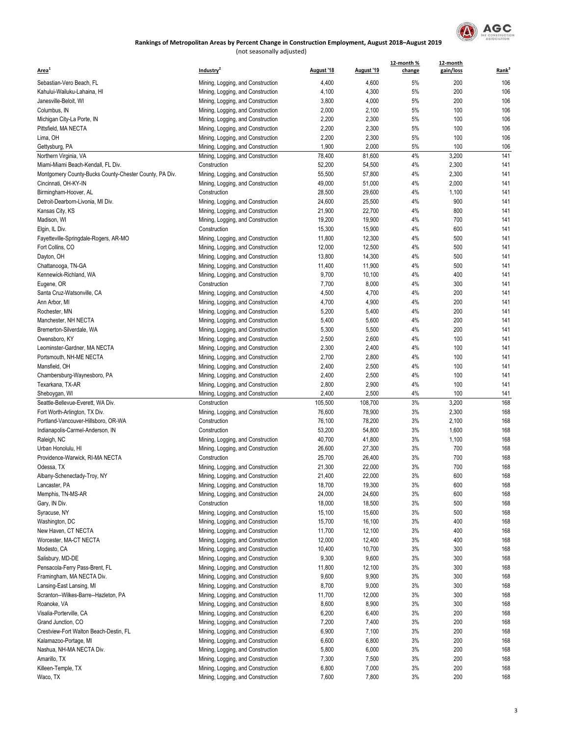## Rankings of Metropolitan Areas by Percent Change in Construction Employment, August 2018–August 2019

(not seasonally adjusted)

| Area[1] | Industry[2] | August '18 | August '19 | 12-month % change | 12-month gain/loss | Rank[3] |
|---|---|---|---|---|---|---|
| Sebastian-Vero Beach, FL | Mining, Logging, and Construction | 4,400 | 4,600 | 5% | 200 | 106 |
| Kahului-Wailuku-Lahaina, HI | Mining, Logging, and Construction | 4,100 | 4,300 | 5% | 200 | 106 |
| Janesville-Beloit, WI | Mining, Logging, and Construction | 3,800 | 4,000 | 5% | 200 | 106 |
| Columbus, IN | Mining, Logging, and Construction | 2,000 | 2,100 | 5% | 100 | 106 |
| Michigan City-La Porte, IN | Mining, Logging, and Construction | 2,200 | 2,300 | 5% | 100 | 106 |
| Pittsfield, MA NECTA | Mining, Logging, and Construction | 2,200 | 2,300 | 5% | 100 | 106 |
| Lima, OH | Mining, Logging, and Construction | 2,200 | 2,300 | 5% | 100 | 106 |
| Gettysburg, PA | Mining, Logging, and Construction | 1,900 | 2,000 | 5% | 100 | 106 |
| Northern Virginia, VA | Mining, Logging, and Construction | 78,400 | 81,600 | 4% | 3,200 | 141 |
| Miami-Miami Beach-Kendall, FL Div. | Construction | 52,200 | 54,500 | 4% | 2,300 | 141 |
| Montgomery County-Bucks County-Chester County, PA Div. | Mining, Logging, and Construction | 55,500 | 57,800 | 4% | 2,300 | 141 |
| Cincinnati, OH-KY-IN | Mining, Logging, and Construction | 49,000 | 51,000 | 4% | 2,000 | 141 |
| Birmingham-Hoover, AL | Construction | 28,500 | 29,600 | 4% | 1,100 | 141 |
| Detroit-Dearborn-Livonia, MI Div. | Mining, Logging, and Construction | 24,600 | 25,500 | 4% | 900 | 141 |
| Kansas City, KS | Mining, Logging, and Construction | 21,900 | 22,700 | 4% | 800 | 141 |
| Madison, WI | Mining, Logging, and Construction | 19,200 | 19,900 | 4% | 700 | 141 |
| Elgin, IL Div. | Construction | 15,300 | 15,900 | 4% | 600 | 141 |
| Fayetteville-Springdale-Rogers, AR-MO | Mining, Logging, and Construction | 11,800 | 12,300 | 4% | 500 | 141 |
| Fort Collins, CO | Mining, Logging, and Construction | 12,000 | 12,500 | 4% | 500 | 141 |
| Dayton, OH | Mining, Logging, and Construction | 13,800 | 14,300 | 4% | 500 | 141 |
| Chattanooga, TN-GA | Mining, Logging, and Construction | 11,400 | 11,900 | 4% | 500 | 141 |
| Kennewick-Richland, WA | Mining, Logging, and Construction | 9,700 | 10,100 | 4% | 400 | 141 |
| Eugene, OR | Construction | 7,700 | 8,000 | 4% | 300 | 141 |
| Santa Cruz-Watsonville, CA | Mining, Logging, and Construction | 4,500 | 4,700 | 4% | 200 | 141 |
| Ann Arbor, MI | Mining, Logging, and Construction | 4,700 | 4,900 | 4% | 200 | 141 |
| Rochester, MN | Mining, Logging, and Construction | 5,200 | 5,400 | 4% | 200 | 141 |
| Manchester, NH NECTA | Mining, Logging, and Construction | 5,400 | 5,600 | 4% | 200 | 141 |
| Bremerton-Silverdale, WA | Mining, Logging, and Construction | 5,300 | 5,500 | 4% | 200 | 141 |
| Owensboro, KY | Mining, Logging, and Construction | 2,500 | 2,600 | 4% | 100 | 141 |
| Leominster-Gardner, MA NECTA | Mining, Logging, and Construction | 2,300 | 2,400 | 4% | 100 | 141 |
| Portsmouth, NH-ME NECTA | Mining, Logging, and Construction | 2,700 | 2,800 | 4% | 100 | 141 |
| Mansfield, OH | Mining, Logging, and Construction | 2,400 | 2,500 | 4% | 100 | 141 |
| Chambersburg-Waynesboro, PA | Mining, Logging, and Construction | 2,400 | 2,500 | 4% | 100 | 141 |
| Texarkana, TX-AR | Mining, Logging, and Construction | 2,800 | 2,900 | 4% | 100 | 141 |
| Sheboygan, WI | Mining, Logging, and Construction | 2,400 | 2,500 | 4% | 100 | 141 |
| Seattle-Bellevue-Everett, WA Div. | Construction | 105,500 | 108,700 | 3% | 3,200 | 168 |
| Fort Worth-Arlington, TX Div. | Mining, Logging, and Construction | 76,600 | 78,900 | 3% | 2,300 | 168 |
| Portland-Vancouver-Hillsboro, OR-WA | Construction | 76,100 | 78,200 | 3% | 2,100 | 168 |
| Indianapolis-Carmel-Anderson, IN | Construction | 53,200 | 54,800 | 3% | 1,600 | 168 |
| Raleigh, NC | Mining, Logging, and Construction | 40,700 | 41,800 | 3% | 1,100 | 168 |
| Urban Honolulu, HI | Mining, Logging, and Construction | 26,600 | 27,300 | 3% | 700 | 168 |
| Providence-Warwick, RI-MA NECTA | Construction | 25,700 | 26,400 | 3% | 700 | 168 |
| Odessa, TX | Mining, Logging, and Construction | 21,300 | 22,000 | 3% | 700 | 168 |
| Albany-Schenectady-Troy, NY | Mining, Logging, and Construction | 21,400 | 22,000 | 3% | 600 | 168 |
| Lancaster, PA | Mining, Logging, and Construction | 18,700 | 19,300 | 3% | 600 | 168 |
| Memphis, TN-MS-AR | Mining, Logging, and Construction | 24,000 | 24,600 | 3% | 600 | 168 |
| Gary, IN Div. | Construction | 18,000 | 18,500 | 3% | 500 | 168 |
| Syracuse, NY | Mining, Logging, and Construction | 15,100 | 15,600 | 3% | 500 | 168 |
| Washington, DC | Mining, Logging, and Construction | 15,700 | 16,100 | 3% | 400 | 168 |
| New Haven, CT NECTA | Mining, Logging, and Construction | 11,700 | 12,100 | 3% | 400 | 168 |
| Worcester, MA-CT NECTA | Mining, Logging, and Construction | 12,000 | 12,400 | 3% | 400 | 168 |
| Modesto, CA | Mining, Logging, and Construction | 10,400 | 10,700 | 3% | 300 | 168 |
| Salisbury, MD-DE | Mining, Logging, and Construction | 9,300 | 9,600 | 3% | 300 | 168 |
| Pensacola-Ferry Pass-Brent, FL | Mining, Logging, and Construction | 11,800 | 12,100 | 3% | 300 | 168 |
| Framingham, MA NECTA Div. | Mining, Logging, and Construction | 9,600 | 9,900 | 3% | 300 | 168 |
| Lansing-East Lansing, MI | Mining, Logging, and Construction | 8,700 | 9,000 | 3% | 300 | 168 |
| Scranton--Wilkes-Barre--Hazleton, PA | Mining, Logging, and Construction | 11,700 | 12,000 | 3% | 300 | 168 |
| Roanoke, VA | Mining, Logging, and Construction | 8,600 | 8,900 | 3% | 300 | 168 |
| Visalia-Porterville, CA | Mining, Logging, and Construction | 6,200 | 6,400 | 3% | 200 | 168 |
| Grand Junction, CO | Mining, Logging, and Construction | 7,200 | 7,400 | 3% | 200 | 168 |
| Crestview-Fort Walton Beach-Destin, FL | Mining, Logging, and Construction | 6,900 | 7,100 | 3% | 200 | 168 |
| Kalamazoo-Portage, MI | Mining, Logging, and Construction | 6,600 | 6,800 | 3% | 200 | 168 |
| Nashua, NH-MA NECTA Div. | Mining, Logging, and Construction | 5,800 | 6,000 | 3% | 200 | 168 |
| Amarillo, TX | Mining, Logging, and Construction | 7,300 | 7,500 | 3% | 200 | 168 |
| Killeen-Temple, TX | Mining, Logging, and Construction | 6,800 | 7,000 | 3% | 200 | 168 |
| Waco, TX | Mining, Logging, and Construction | 7,600 | 7,800 | 3% | 200 | 168 |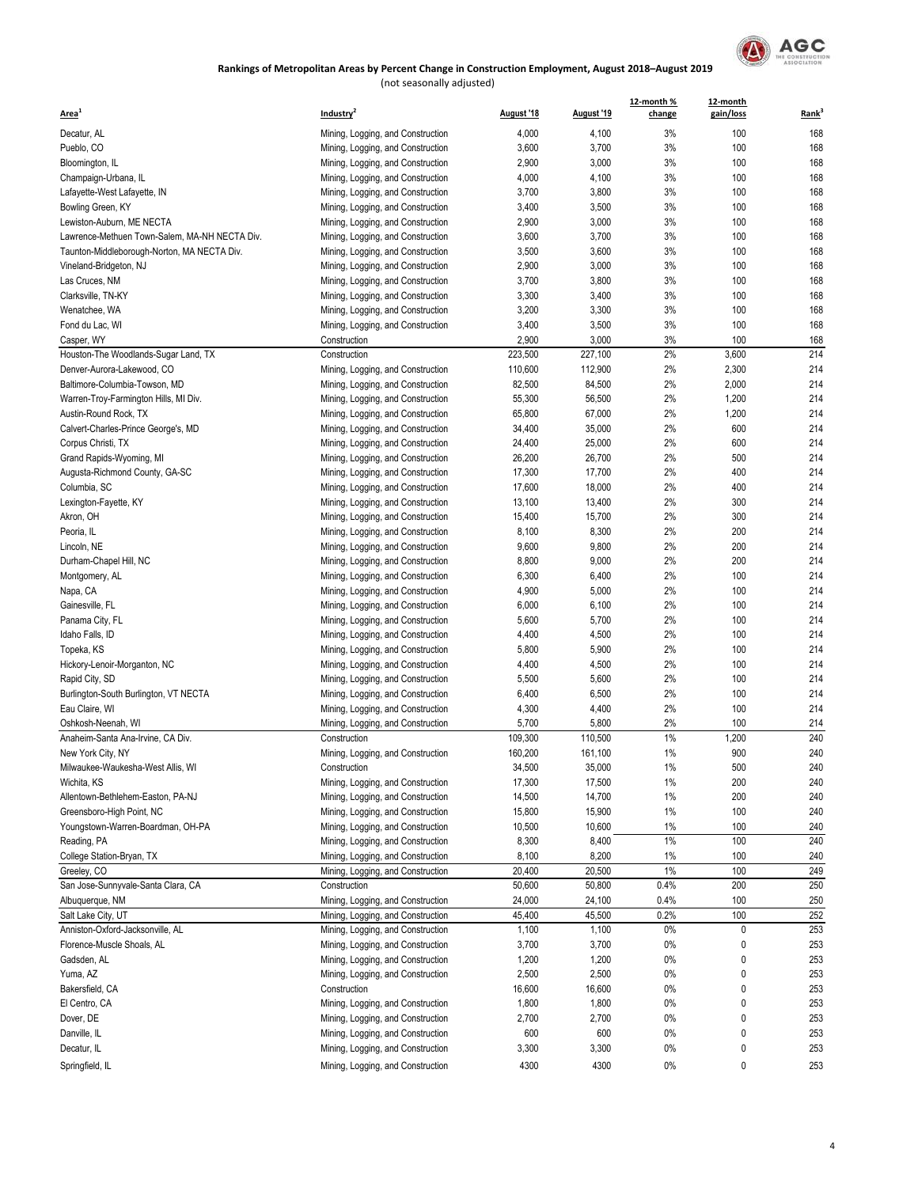**Rankings of Metropolitan Areas by Percent Change in Construction Employment, August 2018–August 2019**

(not seasonally adjusted)

| Area[1] | Industry[2] | August '18 | August '19 | 12-month % change | 12-month gain/loss | Rank[3] |
|---|---|---|---|---|---|---|
| Decatur, AL | Mining, Logging, and Construction | 4,000 | 4,100 | 3% | 100 | 168 |
| Pueblo, CO | Mining, Logging, and Construction | 3,600 | 3,700 | 3% | 100 | 168 |
| Bloomington, IL | Mining, Logging, and Construction | 2,900 | 3,000 | 3% | 100 | 168 |
| Champaign-Urbana, IL | Mining, Logging, and Construction | 4,000 | 4,100 | 3% | 100 | 168 |
| Lafayette-West Lafayette, IN | Mining, Logging, and Construction | 3,700 | 3,800 | 3% | 100 | 168 |
| Bowling Green, KY | Mining, Logging, and Construction | 3,400 | 3,500 | 3% | 100 | 168 |
| Lewiston-Auburn, ME NECTA | Mining, Logging, and Construction | 2,900 | 3,000 | 3% | 100 | 168 |
| Lawrence-Methuen Town-Salem, MA-NH NECTA Div. | Mining, Logging, and Construction | 3,600 | 3,700 | 3% | 100 | 168 |
| Taunton-Middleborough-Norton, MA NECTA Div. | Mining, Logging, and Construction | 3,500 | 3,600 | 3% | 100 | 168 |
| Vineland-Bridgeton, NJ | Mining, Logging, and Construction | 2,900 | 3,000 | 3% | 100 | 168 |
| Las Cruces, NM | Mining, Logging, and Construction | 3,700 | 3,800 | 3% | 100 | 168 |
| Clarksville, TN-KY | Mining, Logging, and Construction | 3,300 | 3,400 | 3% | 100 | 168 |
| Wenatchee, WA | Mining, Logging, and Construction | 3,200 | 3,300 | 3% | 100 | 168 |
| Fond du Lac, WI | Mining, Logging, and Construction | 3,400 | 3,500 | 3% | 100 | 168 |
| Casper, WY | Construction | 2,900 | 3,000 | 3% | 100 | 168 |
| Houston-The Woodlands-Sugar Land, TX | Construction | 223,500 | 227,100 | 2% | 3,600 | 214 |
| Denver-Aurora-Lakewood, CO | Mining, Logging, and Construction | 110,600 | 112,900 | 2% | 2,300 | 214 |
| Baltimore-Columbia-Towson, MD | Mining, Logging, and Construction | 82,500 | 84,500 | 2% | 2,000 | 214 |
| Warren-Troy-Farmington Hills, MI Div. | Mining, Logging, and Construction | 55,300 | 56,500 | 2% | 1,200 | 214 |
| Austin-Round Rock, TX | Mining, Logging, and Construction | 65,800 | 67,000 | 2% | 1,200 | 214 |
| Calvert-Charles-Prince George's, MD | Mining, Logging, and Construction | 34,400 | 35,000 | 2% | 600 | 214 |
| Corpus Christi, TX | Mining, Logging, and Construction | 24,400 | 25,000 | 2% | 600 | 214 |
| Grand Rapids-Wyoming, MI | Mining, Logging, and Construction | 26,200 | 26,700 | 2% | 500 | 214 |
| Augusta-Richmond County, GA-SC | Mining, Logging, and Construction | 17,300 | 17,700 | 2% | 400 | 214 |
| Columbia, SC | Mining, Logging, and Construction | 17,600 | 18,000 | 2% | 400 | 214 |
| Lexington-Fayette, KY | Mining, Logging, and Construction | 13,100 | 13,400 | 2% | 300 | 214 |
| Akron, OH | Mining, Logging, and Construction | 15,400 | 15,700 | 2% | 300 | 214 |
| Peoria, IL | Mining, Logging, and Construction | 8,100 | 8,300 | 2% | 200 | 214 |
| Lincoln, NE | Mining, Logging, and Construction | 9,600 | 9,800 | 2% | 200 | 214 |
| Durham-Chapel Hill, NC | Mining, Logging, and Construction | 8,800 | 9,000 | 2% | 200 | 214 |
| Montgomery, AL | Mining, Logging, and Construction | 6,300 | 6,400 | 2% | 100 | 214 |
| Napa, CA | Mining, Logging, and Construction | 4,900 | 5,000 | 2% | 100 | 214 |
| Gainesville, FL | Mining, Logging, and Construction | 6,000 | 6,100 | 2% | 100 | 214 |
| Panama City, FL | Mining, Logging, and Construction | 5,600 | 5,700 | 2% | 100 | 214 |
| Idaho Falls, ID | Mining, Logging, and Construction | 4,400 | 4,500 | 2% | 100 | 214 |
| Topeka, KS | Mining, Logging, and Construction | 5,800 | 5,900 | 2% | 100 | 214 |
| Hickory-Lenoir-Morganton, NC | Mining, Logging, and Construction | 4,400 | 4,500 | 2% | 100 | 214 |
| Rapid City, SD | Mining, Logging, and Construction | 5,500 | 5,600 | 2% | 100 | 214 |
| Burlington-South Burlington, VT NECTA | Mining, Logging, and Construction | 6,400 | 6,500 | 2% | 100 | 214 |
| Eau Claire, WI | Mining, Logging, and Construction | 4,300 | 4,400 | 2% | 100 | 214 |
| Oshkosh-Neenah, WI | Mining, Logging, and Construction | 5,700 | 5,800 | 2% | 100 | 214 |
| Anaheim-Santa Ana-Irvine, CA Div. | Construction | 109,300 | 110,500 | 1% | 1,200 | 240 |
| New York City, NY | Mining, Logging, and Construction | 160,200 | 161,100 | 1% | 900 | 240 |
| Milwaukee-Waukesha-West Allis, WI | Construction | 34,500 | 35,000 | 1% | 500 | 240 |
| Wichita, KS | Mining, Logging, and Construction | 17,300 | 17,500 | 1% | 200 | 240 |
| Allentown-Bethlehem-Easton, PA-NJ | Mining, Logging, and Construction | 14,500 | 14,700 | 1% | 200 | 240 |
| Greensboro-High Point, NC | Mining, Logging, and Construction | 15,800 | 15,900 | 1% | 100 | 240 |
| Youngstown-Warren-Boardman, OH-PA | Mining, Logging, and Construction | 10,500 | 10,600 | 1% | 100 | 240 |
| Reading, PA | Mining, Logging, and Construction | 8,300 | 8,400 | 1% | 100 | 240 |
| College Station-Bryan, TX | Mining, Logging, and Construction | 8,100 | 8,200 | 1% | 100 | 240 |
| Greeley, CO | Mining, Logging, and Construction | 20,400 | 20,500 | 1% | 100 | 249 |
| San Jose-Sunnyvale-Santa Clara, CA | Construction | 50,600 | 50,800 | 0.4% | 200 | 250 |
| Albuquerque, NM | Mining, Logging, and Construction | 24,000 | 24,100 | 0.4% | 100 | 250 |
| Salt Lake City, UT | Mining, Logging, and Construction | 45,400 | 45,500 | 0.2% | 100 | 252 |
| Anniston-Oxford-Jacksonville, AL | Mining, Logging, and Construction | 1,100 | 1,100 | 0% | 0 | 253 |
| Florence-Muscle Shoals, AL | Mining, Logging, and Construction | 3,700 | 3,700 | 0% | 0 | 253 |
| Gadsden, AL | Mining, Logging, and Construction | 1,200 | 1,200 | 0% | 0 | 253 |
| Yuma, AZ | Mining, Logging, and Construction | 2,500 | 2,500 | 0% | 0 | 253 |
| Bakersfield, CA | Construction | 16,600 | 16,600 | 0% | 0 | 253 |
| El Centro, CA | Mining, Logging, and Construction | 1,800 | 1,800 | 0% | 0 | 253 |
| Dover, DE | Mining, Logging, and Construction | 2,700 | 2,700 | 0% | 0 | 253 |
| Danville, IL | Mining, Logging, and Construction | 600 | 600 | 0% | 0 | 253 |
| Decatur, IL | Mining, Logging, and Construction | 3,300 | 3,300 | 0% | 0 | 253 |
| Springfield, IL | Mining, Logging, and Construction | 4300 | 4300 | 0% | 0 | 253 |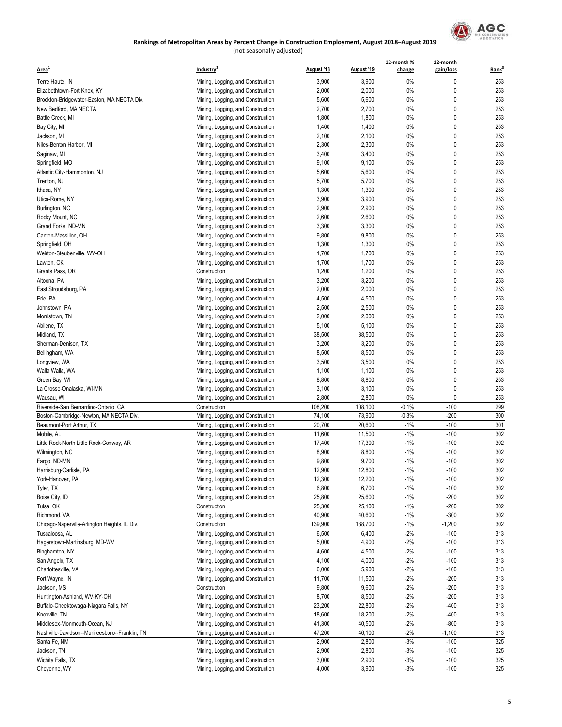**Rankings of Metropolitan Areas by Percent Change in Construction Employment, August 2018–August 2019**

(not seasonally adjusted)

| Area[1] | Industry[2] | August '18 | August '19 | 12-month % change | 12-month gain/loss | Rank[3] |
|---|---|---|---|---|---|---|
| Terre Haute, IN | Mining, Logging, and Construction | 3,900 | 3,900 | 0% | 0 | 253 |
| Elizabethtown-Fort Knox, KY | Mining, Logging, and Construction | 2,000 | 2,000 | 0% | 0 | 253 |
| Brockton-Bridgewater-Easton, MA NECTA Div. | Mining, Logging, and Construction | 5,600 | 5,600 | 0% | 0 | 253 |
| New Bedford, MA NECTA | Mining, Logging, and Construction | 2,700 | 2,700 | 0% | 0 | 253 |
| Battle Creek, MI | Mining, Logging, and Construction | 1,800 | 1,800 | 0% | 0 | 253 |
| Bay City, MI | Mining, Logging, and Construction | 1,400 | 1,400 | 0% | 0 | 253 |
| Jackson, MI | Mining, Logging, and Construction | 2,100 | 2,100 | 0% | 0 | 253 |
| Niles-Benton Harbor, MI | Mining, Logging, and Construction | 2,300 | 2,300 | 0% | 0 | 253 |
| Saginaw, MI | Mining, Logging, and Construction | 3,400 | 3,400 | 0% | 0 | 253 |
| Springfield, MO | Mining, Logging, and Construction | 9,100 | 9,100 | 0% | 0 | 253 |
| Atlantic City-Hammonton, NJ | Mining, Logging, and Construction | 5,600 | 5,600 | 0% | 0 | 253 |
| Trenton, NJ | Mining, Logging, and Construction | 5,700 | 5,700 | 0% | 0 | 253 |
| Ithaca, NY | Mining, Logging, and Construction | 1,300 | 1,300 | 0% | 0 | 253 |
| Utica-Rome, NY | Mining, Logging, and Construction | 3,900 | 3,900 | 0% | 0 | 253 |
| Burlington, NC | Mining, Logging, and Construction | 2,900 | 2,900 | 0% | 0 | 253 |
| Rocky Mount, NC | Mining, Logging, and Construction | 2,600 | 2,600 | 0% | 0 | 253 |
| Grand Forks, ND-MN | Mining, Logging, and Construction | 3,300 | 3,300 | 0% | 0 | 253 |
| Canton-Massillon, OH | Mining, Logging, and Construction | 9,800 | 9,800 | 0% | 0 | 253 |
| Springfield, OH | Mining, Logging, and Construction | 1,300 | 1,300 | 0% | 0 | 253 |
| Weirton-Steubenville, WV-OH | Mining, Logging, and Construction | 1,700 | 1,700 | 0% | 0 | 253 |
| Lawton, OK | Mining, Logging, and Construction | 1,700 | 1,700 | 0% | 0 | 253 |
| Grants Pass, OR | Construction | 1,200 | 1,200 | 0% | 0 | 253 |
| Altoona, PA | Mining, Logging, and Construction | 3,200 | 3,200 | 0% | 0 | 253 |
| East Stroudsburg, PA | Mining, Logging, and Construction | 2,000 | 2,000 | 0% | 0 | 253 |
| Erie, PA | Mining, Logging, and Construction | 4,500 | 4,500 | 0% | 0 | 253 |
| Johnstown, PA | Mining, Logging, and Construction | 2,500 | 2,500 | 0% | 0 | 253 |
| Morristown, TN | Mining, Logging, and Construction | 2,000 | 2,000 | 0% | 0 | 253 |
| Abilene, TX | Mining, Logging, and Construction | 5,100 | 5,100 | 0% | 0 | 253 |
| Midland, TX | Mining, Logging, and Construction | 38,500 | 38,500 | 0% | 0 | 253 |
| Sherman-Denison, TX | Mining, Logging, and Construction | 3,200 | 3,200 | 0% | 0 | 253 |
| Bellingham, WA | Mining, Logging, and Construction | 8,500 | 8,500 | 0% | 0 | 253 |
| Longview, WA | Mining, Logging, and Construction | 3,500 | 3,500 | 0% | 0 | 253 |
| Walla Walla, WA | Mining, Logging, and Construction | 1,100 | 1,100 | 0% | 0 | 253 |
| Green Bay, WI | Mining, Logging, and Construction | 8,800 | 8,800 | 0% | 0 | 253 |
| La Crosse-Onalaska, WI-MN | Mining, Logging, and Construction | 3,100 | 3,100 | 0% | 0 | 253 |
| Wausau, WI | Mining, Logging, and Construction | 2,800 | 2,800 | 0% | 0 | 253 |
| Riverside-San Bernardino-Ontario, CA | Construction | 108,200 | 108,100 | -0.1% | -100 | 299 |
| Boston-Cambridge-Newton, MA NECTA Div. | Mining, Logging, and Construction | 74,100 | 73,900 | -0.3% | -200 | 300 |
| Beaumont-Port Arthur, TX | Mining, Logging, and Construction | 20,700 | 20,600 | -1% | -100 | 301 |
| Mobile, AL | Mining, Logging, and Construction | 11,600 | 11,500 | -1% | -100 | 302 |
| Little Rock-North Little Rock-Conway, AR | Mining, Logging, and Construction | 17,400 | 17,300 | -1% | -100 | 302 |
| Wilmington, NC | Mining, Logging, and Construction | 8,900 | 8,800 | -1% | -100 | 302 |
| Fargo, ND-MN | Mining, Logging, and Construction | 9,800 | 9,700 | -1% | -100 | 302 |
| Harrisburg-Carlisle, PA | Mining, Logging, and Construction | 12,900 | 12,800 | -1% | -100 | 302 |
| York-Hanover, PA | Mining, Logging, and Construction | 12,300 | 12,200 | -1% | -100 | 302 |
| Tyler, TX | Mining, Logging, and Construction | 6,800 | 6,700 | -1% | -100 | 302 |
| Boise City, ID | Mining, Logging, and Construction | 25,800 | 25,600 | -1% | -200 | 302 |
| Tulsa, OK | Construction | 25,300 | 25,100 | -1% | -200 | 302 |
| Richmond, VA | Mining, Logging, and Construction | 40,900 | 40,600 | -1% | -300 | 302 |
| Chicago-Naperville-Arlington Heights, IL Div. | Construction | 139,900 | 138,700 | -1% | -1,200 | 302 |
| Tuscaloosa, AL | Mining, Logging, and Construction | 6,500 | 6,400 | -2% | -100 | 313 |
| Hagerstown-Martinsburg, MD-WV | Mining, Logging, and Construction | 5,000 | 4,900 | -2% | -100 | 313 |
| Binghamton, NY | Mining, Logging, and Construction | 4,600 | 4,500 | -2% | -100 | 313 |
| San Angelo, TX | Mining, Logging, and Construction | 4,100 | 4,000 | -2% | -100 | 313 |
| Charlottesville, VA | Mining, Logging, and Construction | 6,000 | 5,900 | -2% | -100 | 313 |
| Fort Wayne, IN | Mining, Logging, and Construction | 11,700 | 11,500 | -2% | -200 | 313 |
| Jackson, MS | Construction | 9,800 | 9,600 | -2% | -200 | 313 |
| Huntington-Ashland, WV-KY-OH | Mining, Logging, and Construction | 8,700 | 8,500 | -2% | -200 | 313 |
| Buffalo-Cheektowaga-Niagara Falls, NY | Mining, Logging, and Construction | 23,200 | 22,800 | -2% | -400 | 313 |
| Knoxville, TN | Mining, Logging, and Construction | 18,600 | 18,200 | -2% | -400 | 313 |
| Middlesex-Monmouth-Ocean, NJ | Mining, Logging, and Construction | 41,300 | 40,500 | -2% | -800 | 313 |
| Nashville-Davidson--Murfreesboro--Franklin, TN | Mining, Logging, and Construction | 47,200 | 46,100 | -2% | -1,100 | 313 |
| Santa Fe, NM | Mining, Logging, and Construction | 2,900 | 2,800 | -3% | -100 | 325 |
| Jackson, TN | Mining, Logging, and Construction | 2,900 | 2,800 | -3% | -100 | 325 |
| Wichita Falls, TX | Mining, Logging, and Construction | 3,000 | 2,900 | -3% | -100 | 325 |
| Cheyenne, WY | Mining, Logging, and Construction | 4,000 | 3,900 | -3% | -100 | 325 |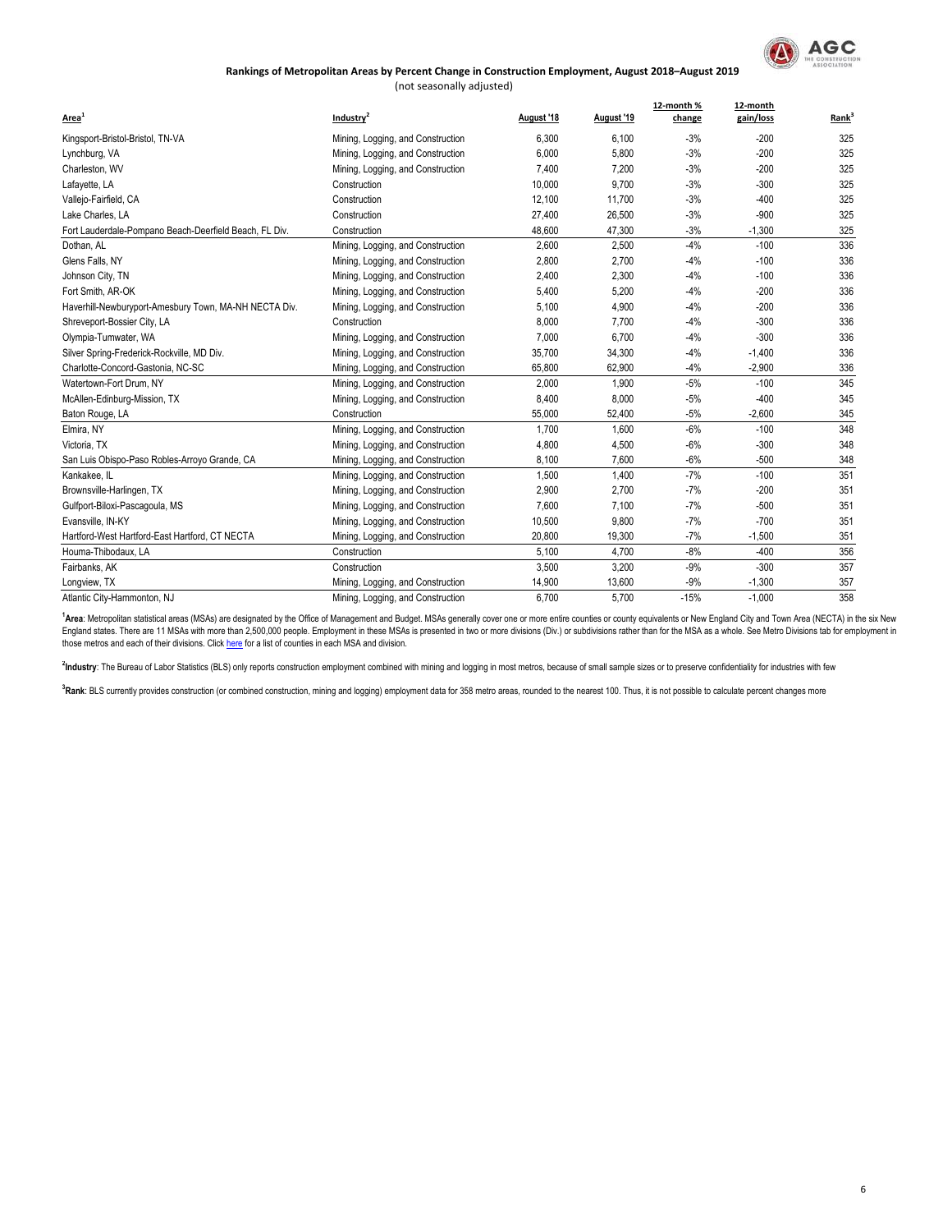**Rankings of Metropolitan Areas by Percent Change in Construction Employment, August 2018–August 2019**

(not seasonally adjusted)

| Area[1] | Industry[2] | August '18 | August '19 | 12-month % change | 12-month gain/loss | Rank[3] |
|---|---|---|---|---|---|---|
| Kingsport-Bristol-Bristol, TN-VA | Mining, Logging, and Construction | 6,300 | 6,100 | -3% | -200 | 325 |
| Lynchburg, VA | Mining, Logging, and Construction | 6,000 | 5,800 | -3% | -200 | 325 |
| Charleston, WV | Mining, Logging, and Construction | 7,400 | 7,200 | -3% | -200 | 325 |
| Lafayette, LA | Construction | 10,000 | 9,700 | -3% | -300 | 325 |
| Vallejo-Fairfield, CA | Construction | 12,100 | 11,700 | -3% | -400 | 325 |
| Lake Charles, LA | Construction | 27,400 | 26,500 | -3% | -900 | 325 |
| Fort Lauderdale-Pompano Beach-Deerfield Beach, FL Div. | Construction | 48,600 | 47,300 | -3% | -1,300 | 325 |
| Dothan, AL | Mining, Logging, and Construction | 2,600 | 2,500 | -4% | -100 | 336 |
| Glens Falls, NY | Mining, Logging, and Construction | 2,800 | 2,700 | -4% | -100 | 336 |
| Johnson City, TN | Mining, Logging, and Construction | 2,400 | 2,300 | -4% | -100 | 336 |
| Fort Smith, AR-OK | Mining, Logging, and Construction | 5,400 | 5,200 | -4% | -200 | 336 |
| Haverhill-Newburyport-Amesbury Town, MA-NH NECTA Div. | Mining, Logging, and Construction | 5,100 | 4,900 | -4% | -200 | 336 |
| Shreveport-Bossier City, LA | Construction | 8,000 | 7,700 | -4% | -300 | 336 |
| Olympia-Tumwater, WA | Mining, Logging, and Construction | 7,000 | 6,700 | -4% | -300 | 336 |
| Silver Spring-Frederick-Rockville, MD Div. | Mining, Logging, and Construction | 35,700 | 34,300 | -4% | -1,400 | 336 |
| Charlotte-Concord-Gastonia, NC-SC | Mining, Logging, and Construction | 65,800 | 62,900 | -4% | -2,900 | 336 |
| Watertown-Fort Drum, NY | Mining, Logging, and Construction | 2,000 | 1,900 | -5% | -100 | 345 |
| McAllen-Edinburg-Mission, TX | Mining, Logging, and Construction | 8,400 | 8,000 | -5% | -400 | 345 |
| Baton Rouge, LA | Construction | 55,000 | 52,400 | -5% | -2,600 | 345 |
| Elmira, NY | Mining, Logging, and Construction | 1,700 | 1,600 | -6% | -100 | 348 |
| Victoria, TX | Mining, Logging, and Construction | 4,800 | 4,500 | -6% | -300 | 348 |
| San Luis Obispo-Paso Robles-Arroyo Grande, CA | Mining, Logging, and Construction | 8,100 | 7,600 | -6% | -500 | 348 |
| Kankakee, IL | Mining, Logging, and Construction | 1,500 | 1,400 | -7% | -100 | 351 |
| Brownsville-Harlingen, TX | Mining, Logging, and Construction | 2,900 | 2,700 | -7% | -200 | 351 |
| Gulfport-Biloxi-Pascagoula, MS | Mining, Logging, and Construction | 7,600 | 7,100 | -7% | -500 | 351 |
| Evansville, IN-KY | Mining, Logging, and Construction | 10,500 | 9,800 | -7% | -700 | 351 |
| Hartford-West Hartford-East Hartford, CT NECTA | Mining, Logging, and Construction | 20,800 | 19,300 | -7% | -1,500 | 351 |
| Houma-Thibodaux, LA | Construction | 5,100 | 4,700 | -8% | -400 | 356 |
| Fairbanks, AK | Construction | 3,500 | 3,200 | -9% | -300 | 357 |
| Longview, TX | Mining, Logging, and Construction | 14,900 | 13,600 | -9% | -1,300 | 357 |
| Atlantic City-Hammonton, NJ | Mining, Logging, and Construction | 6,700 | 5,700 | -15% | -1,000 | 358 |

[1]**Area**: Metropolitan statistical areas (MSAs) are designated by the Office of Management and Budget. MSAs generally cover one or more entire counties or county equivalents or New England City and Town Area (NECTA) in the six New England states. There are 11 MSAs with more than 2,500,000 people. Employment in these MSAs is presented in two or more divisions (Div.) or subdivisions rather than for the MSA as a whole. See Metro Divisions tab for employment in those metros and each of their divisions. Click here for a list of counties in each MSA and division.

[2]**Industry**: The Bureau of Labor Statistics (BLS) only reports construction employment combined with mining and logging in most metros, because of small sample sizes or to preserve confidentiality for industries with few

[3]**Rank**: BLS currently provides construction (or combined construction, mining and logging) employment data for 358 metro areas, rounded to the nearest 100. Thus, it is not possible to calculate percent changes more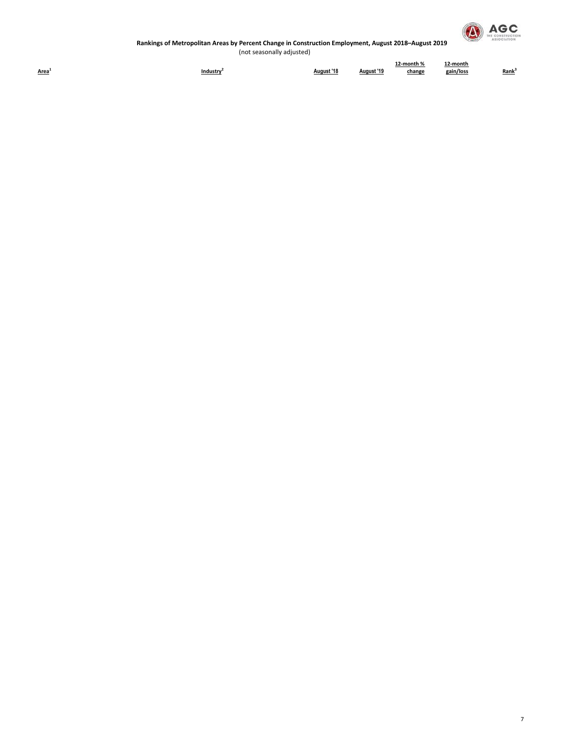**Rankings of Metropolitan Areas by Percent Change in Construction Employment, August 2018–August 2019**

(not seasonally adjusted)

| Area[1] | Industry[2] | August '18 | August '19 | 12-month % change | 12-month gain/loss | Rank[3] |
| --- | --- | --- | --- | --- | --- | --- |